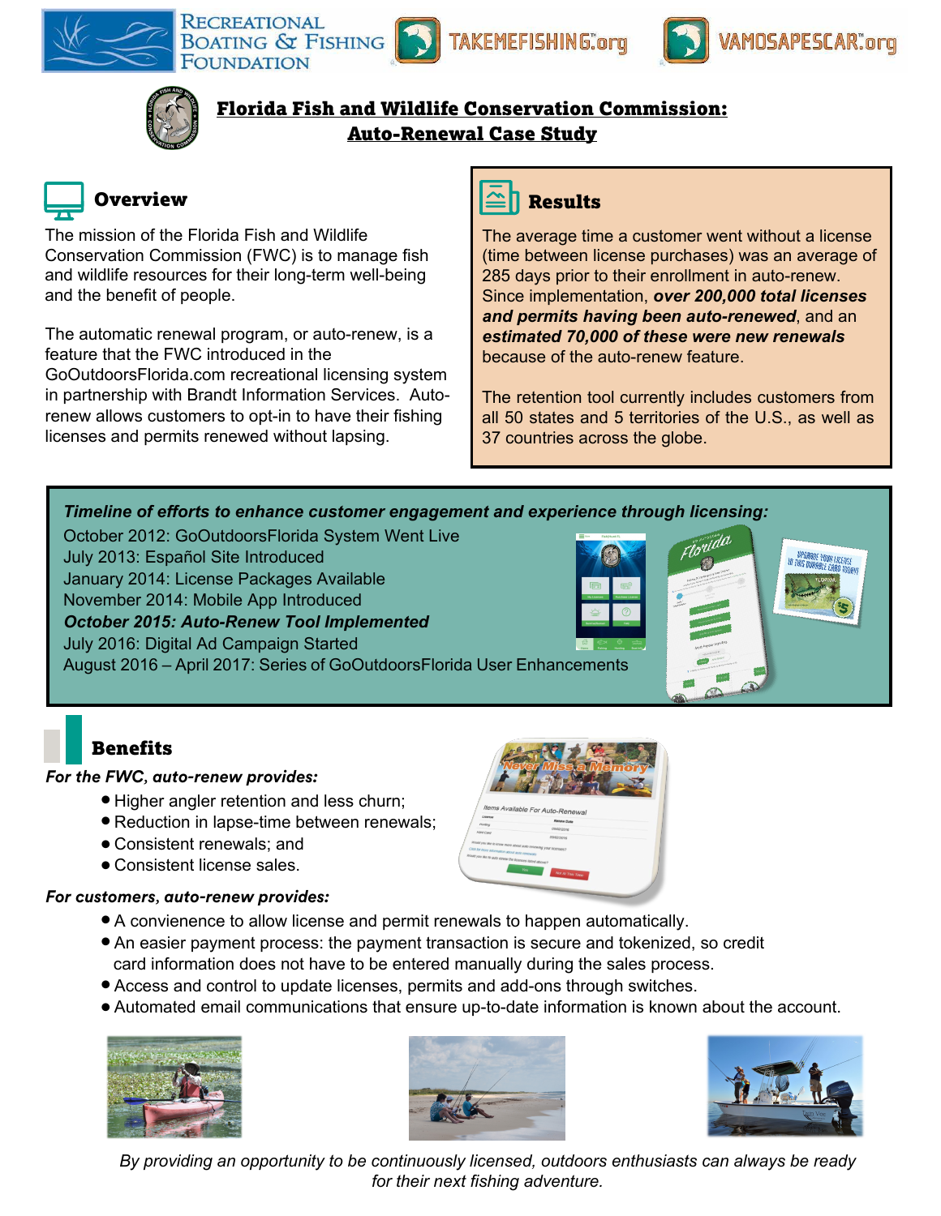RECREATIONAL BOATING & FISHING FOUNDATION | TAKEMEFISHING.org | VAMOSAPESCAR.org

# Florida Fish and Wildlife Conservation Commission: Auto-Renewal Case Study

## Overview

The mission of the Florida Fish and Wildlife Conservation Commission (FWC) is to manage fish and wildlife resources for their long-term well-being and the benefit of people.

The automatic renewal program, or auto-renew, is a feature that the FWC introduced in the GoOutdoorsFlorida.com recreational licensing system in partnership with Brandt Information Services. Auto-renew allows customers to opt-in to have their fishing licenses and permits renewed without lapsing.

## Results

The average time a customer went without a license (time between license purchases) was an average of 285 days prior to their enrollment in auto-renew. Since implementation, ***over 200,000 total licenses and permits having been auto-renewed***, and an ***estimated 70,000 of these were new renewals*** because of the auto-renew feature.

The retention tool currently includes customers from all 50 states and 5 territories of the U.S., as well as 37 countries across the globe.

***Timeline of efforts to enhance customer engagement and experience through licensing:***

- October 2012: GoOutdoorsFlorida System Went Live
- July 2013: Español Site Introduced
- January 2014: License Packages Available
- November 2014: Mobile App Introduced
- ***October 2015: Auto-Renew Tool Implemented***
- July 2016: Digital Ad Campaign Started
- August 2016 – April 2017: Series of GoOutdoorsFlorida User Enhancements

## Benefits

***For the FWC, auto-renew provides:***

- Higher angler retention and less churn;
- Reduction in lapse-time between renewals;
- Consistent renewals; and
- Consistent license sales.

***For customers, auto-renew provides:***

- A convienence to allow license and permit renewals to happen automatically.
- An easier payment process: the payment transaction is secure and tokenized, so credit card information does not have to be entered manually during the sales process.
- Access and control to update licenses, permits and add-ons through switches.
- Automated email communications that ensure up-to-date information is known about the account.

*By providing an opportunity to be continuously licensed, outdoors enthusiasts can always be ready for their next fishing adventure.*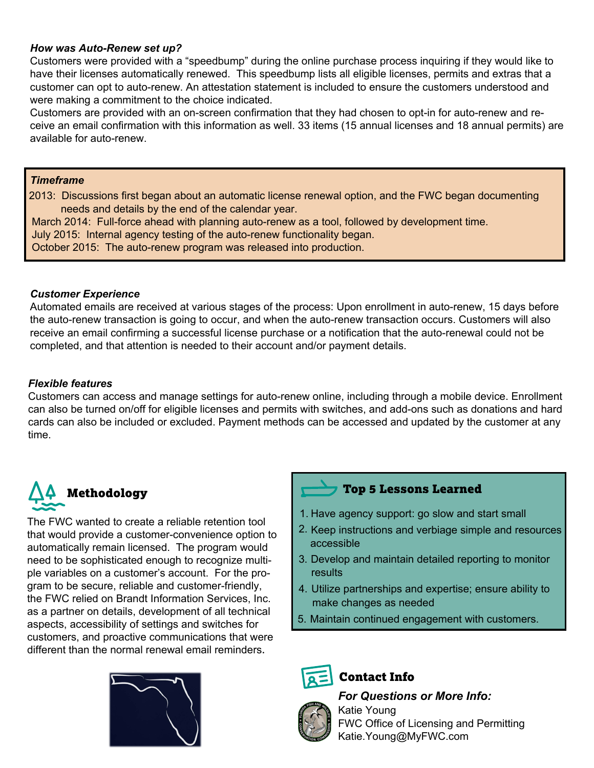### *How was Auto-Renew set up?*

Customers were provided with a "speedbump" during the online purchase process inquiring if they would like to have their licenses automatically renewed. This speedbump lists all eligible licenses, permits and extras that a customer can opt to auto-renew. An attestation statement is included to ensure the customers understood and were making a commitment to the choice indicated.

Customers are provided with an on-screen confirmation that they had chosen to opt-in for auto-renew and receive an email confirmation with this information as well. 33 items (15 annual licenses and 18 annual permits) are available for auto-renew.

### *Timeframe*

2013: Discussions first began about an automatic license renewal option, and the FWC began documenting needs and details by the end of the calendar year.

March 2014: Full-force ahead with planning auto-renew as a tool, followed by development time.

July 2015: Internal agency testing of the auto-renew functionality began.

October 2015: The auto-renew program was released into production.

### *Customer Experience*

Automated emails are received at various stages of the process: Upon enrollment in auto-renew, 15 days before the auto-renew transaction is going to occur, and when the auto-renew transaction occurs. Customers will also receive an email confirming a successful license purchase or a notification that the auto-renewal could not be completed, and that attention is needed to their account and/or payment details.

### *Flexible features*

Customers can access and manage settings for auto-renew online, including through a mobile device. Enrollment can also be turned on/off for eligible licenses and permits with switches, and add-ons such as donations and hard cards can also be included or excluded. Payment methods can be accessed and updated by the customer at any time.

## Methodology

The FWC wanted to create a reliable retention tool that would provide a customer-convenience option to automatically remain licensed. The program would need to be sophisticated enough to recognize multiple variables on a customer's account. For the program to be secure, reliable and customer-friendly, the FWC relied on Brandt Information Services, Inc. as a partner on details, development of all technical aspects, accessibility of settings and switches for customers, and proactive communications that were different than the normal renewal email reminders.

## Top 5 Lessons Learned

1. Have agency support: go slow and start small
2. Keep instructions and verbiage simple and resources accessible
3. Develop and maintain detailed reporting to monitor results
4. Utilize partnerships and expertise; ensure ability to make changes as needed
5. Maintain continued engagement with customers.

## Contact Info

***For Questions or More Info:***

Katie Young
FWC Office of Licensing and Permitting
Katie.Young@MyFWC.com